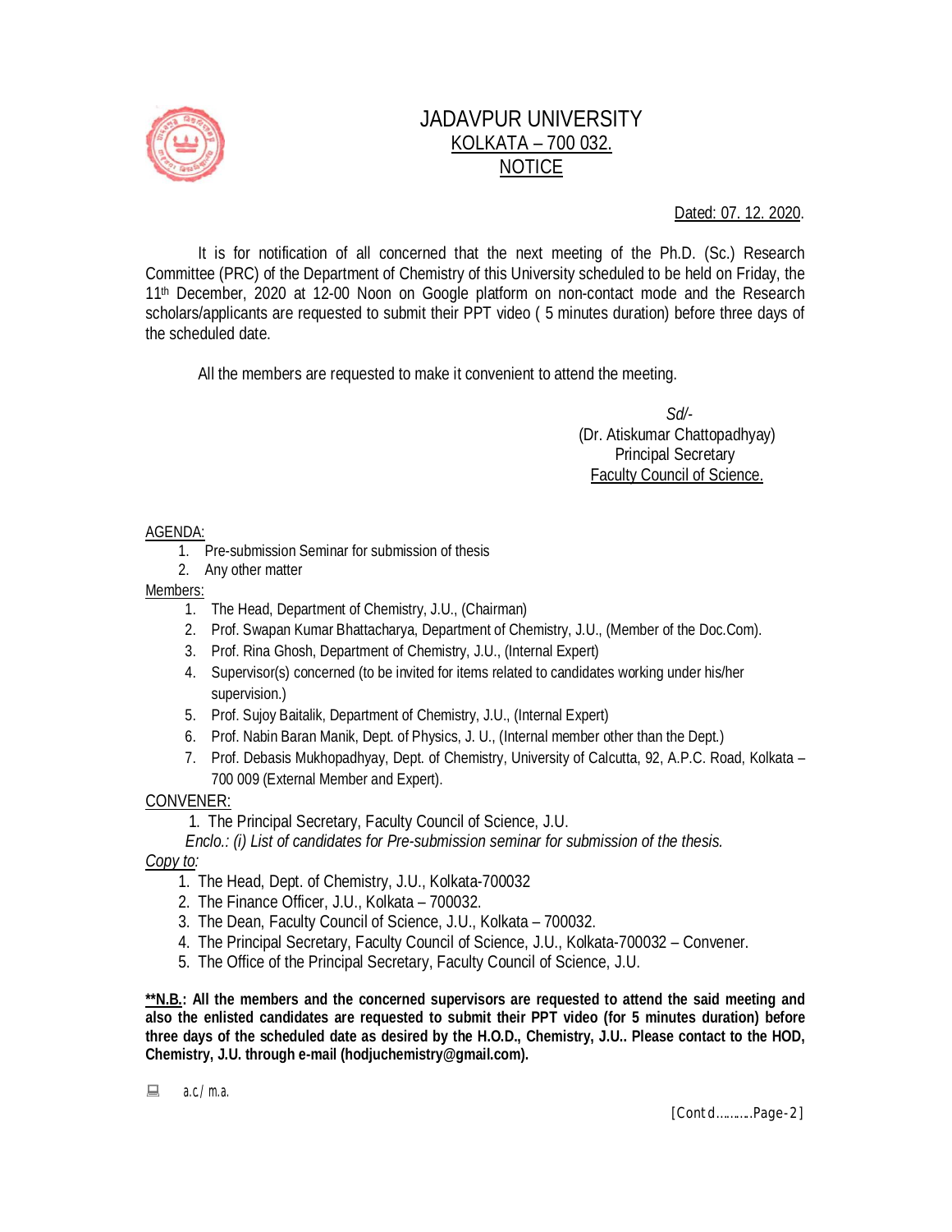# JADAVPUR UNIVERSITY
## KOLKATA – 700 032.
## NOTICE

Dated: 07. 12. 2020.

It is for notification of all concerned that the next meeting of the Ph.D. (Sc.) Research Committee (PRC) of the Department of Chemistry of this University scheduled to be held on Friday, the 11th December, 2020 at 12-00 Noon on Google platform on non-contact mode and the Research scholars/applicants are requested to submit their PPT video ( 5 minutes duration) before three days of the scheduled date.

All the members are requested to make it convenient to attend the meeting.

*Sd/-*
(Dr. Atiskumar Chattopadhyay)
Principal Secretary
Faculty Council of Science.

AGENDA:

1. Pre-submission Seminar for submission of thesis
2. Any other matter

Members:

1. The Head, Department of Chemistry, J.U., (Chairman)
2. Prof. Swapan Kumar Bhattacharya, Department of Chemistry, J.U., (Member of the Doc.Com).
3. Prof. Rina Ghosh, Department of Chemistry, J.U., (Internal Expert)
4. Supervisor(s) concerned (to be invited for items related to candidates working under his/her supervision.)
5. Prof. Sujoy Baitalik, Department of Chemistry, J.U., (Internal Expert)
6. Prof. Nabin Baran Manik, Dept. of Physics, J. U., (Internal member other than the Dept.)
7. Prof. Debasis Mukhopadhyay, Dept. of Chemistry, University of Calcutta, 92, A.P.C. Road, Kolkata – 700 009 (External Member and Expert).

CONVENER:

1. The Principal Secretary, Faculty Council of Science, J.U.

*Enclo.: (i) List of candidates for Pre-submission seminar for submission of the thesis.*

*Copy to:*

1. The Head, Dept. of Chemistry, J.U., Kolkata-700032
2. The Finance Officer, J.U., Kolkata – 700032.
3. The Dean, Faculty Council of Science, J.U., Kolkata – 700032.
4. The Principal Secretary, Faculty Council of Science, J.U., Kolkata-700032 – Convener.
5. The Office of the Principal Secretary, Faculty Council of Science, J.U.

**\*\*N.B.: All the members and the concerned supervisors are requested to attend the said meeting and also the enlisted candidates are requested to submit their PPT video (for 5 minutes duration) before three days of the scheduled date as desired by the H.O.D., Chemistry, J.U.. Please contact to the HOD, Chemistry, J.U. through e-mail (hodjuchemistry@gmail.com).**

a.c/ m.a.

[Contd……….Page-2]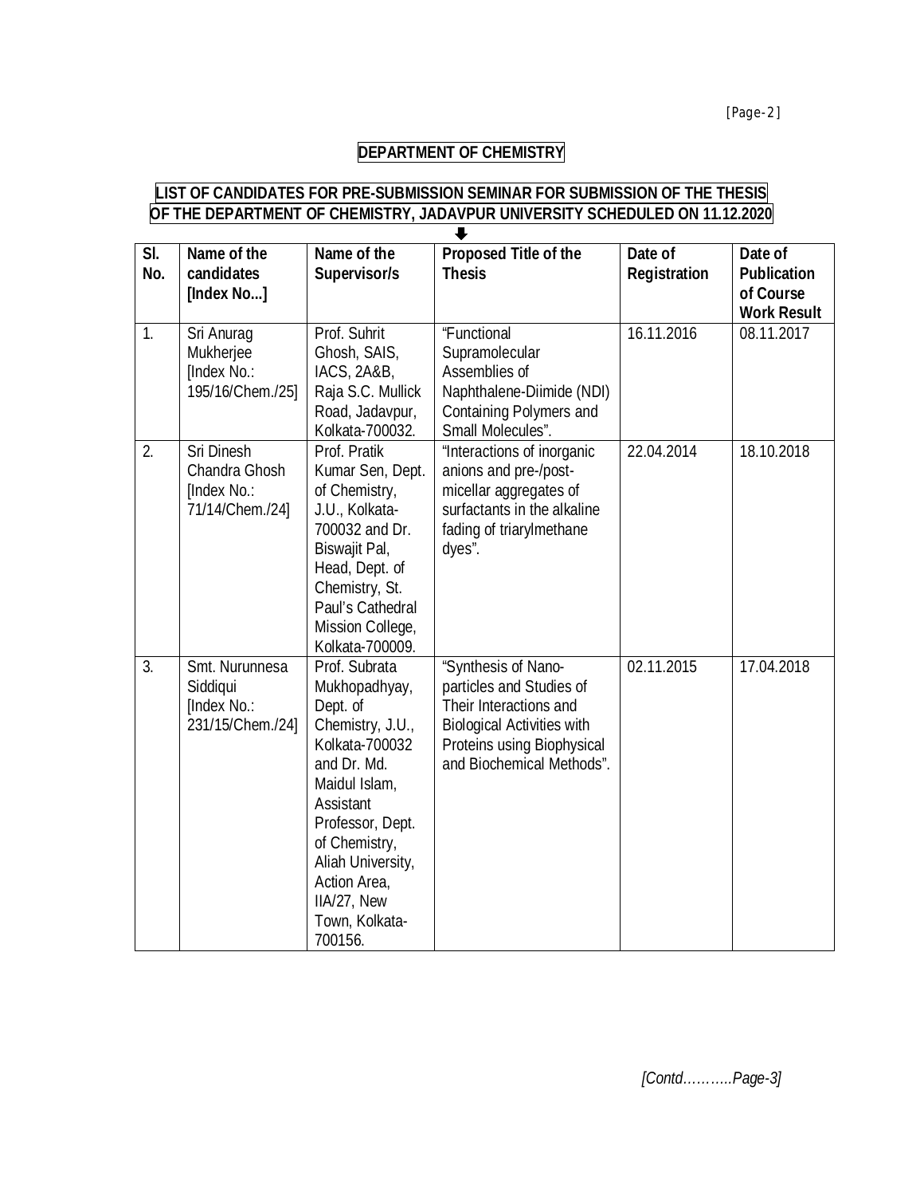## DEPARTMENT OF CHEMISTRY

### LIST OF CANDIDATES FOR PRE-SUBMISSION SEMINAR FOR SUBMISSION OF THE THESIS OF THE DEPARTMENT OF CHEMISTRY, JADAVPUR UNIVERSITY SCHEDULED ON 11.12.2020

| Sl. No. | Name of the candidates [Index No...] | Name of the Supervisor/s | Proposed Title of the Thesis | Date of Registration | Date of Publication of Course Work Result |
|---|---|---|---|---|---|
| 1. | Sri Anurag Mukherjee [Index No.: 195/16/Chem./25] | Prof. Suhrit Ghosh, SAIS, IACS, 2A&B, Raja S.C. Mullick Road, Jadavpur, Kolkata-700032. | "Functional Supramolecular Assemblies of Naphthalene-Diimide (NDI) Containing Polymers and Small Molecules". | 16.11.2016 | 08.11.2017 |
| 2. | Sri Dinesh Chandra Ghosh [Index No.: 71/14/Chem./24] | Prof. Pratik Kumar Sen, Dept. of Chemistry, J.U., Kolkata-700032 and Dr. Biswajit Pal, Head, Dept. of Chemistry, St. Paul's Cathedral Mission College, Kolkata-700009. | "Interactions of inorganic anions and pre-/post-micellar aggregates of surfactants in the alkaline fading of triarylmethane dyes". | 22.04.2014 | 18.10.2018 |
| 3. | Smt. Nurunnesa Siddiqui [Index No.: 231/15/Chem./24] | Prof. Subrata Mukhopadhyay, Dept. of Chemistry, J.U., Kolkata-700032 and Dr. Md. Maidul Islam, Assistant Professor, Dept. of Chemistry, Aliah University, Action Area, IIA/27, New Town, Kolkata-700156. | "Synthesis of Nano-particles and Studies of Their Interactions and Biological Activities with Proteins using Biophysical and Biochemical Methods". | 02.11.2015 | 17.04.2018 |

*[Contd………..Page-3]*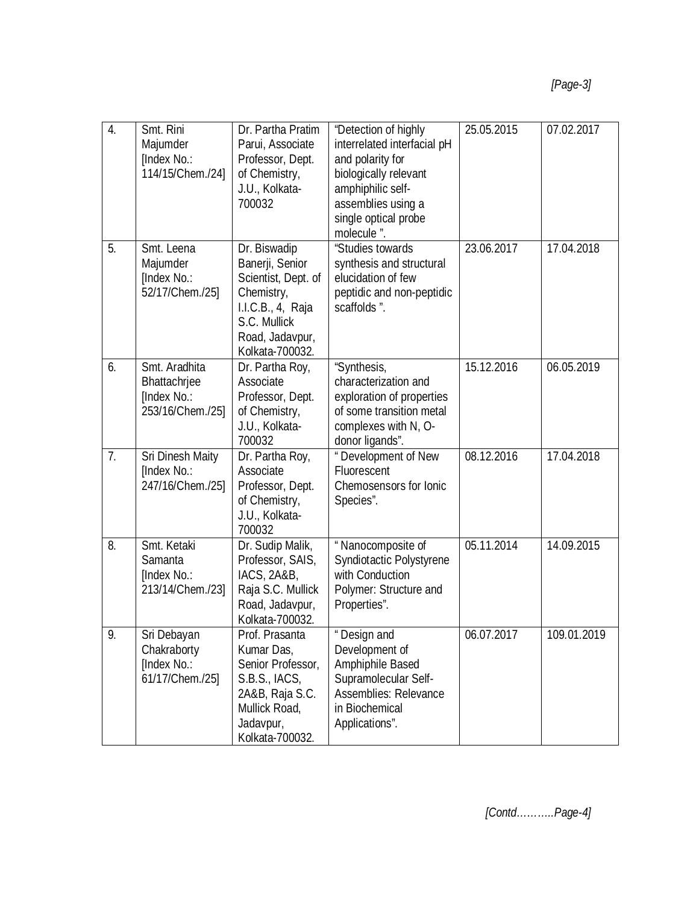| 4. | Smt. Rini Majumder [Index No.: 114/15/Chem./24] | Dr. Partha Pratim Parui, Associate Professor, Dept. of Chemistry, J.U., Kolkata-700032 | "Detection of highly interrelated interfacial pH and polarity for biologically relevant amphiphilic self-assemblies using a single optical probe molecule ". | 25.05.2015 | 07.02.2017 |
|---|---|---|---|---|---|
| 5. | Smt. Leena Majumder [Index No.: 52/17/Chem./25] | Dr. Biswadip Banerji, Senior Scientist, Dept. of Chemistry, I.I.C.B., 4, Raja S.C. Mullick Road, Jadavpur, Kolkata-700032. | "Studies towards synthesis and structural elucidation of few peptidic and non-peptidic scaffolds ". | 23.06.2017 | 17.04.2018 |
| 6. | Smt. Aradhita Bhattachrjee [Index No.: 253/16/Chem./25] | Dr. Partha Roy, Associate Professor, Dept. of Chemistry, J.U., Kolkata-700032 | "Synthesis, characterization and exploration of properties of some transition metal complexes with N, O-donor ligands". | 15.12.2016 | 06.05.2019 |
| 7. | Sri Dinesh Maity [Index No.: 247/16/Chem./25] | Dr. Partha Roy, Associate Professor, Dept. of Chemistry, J.U., Kolkata-700032 | " Development of New Fluorescent Chemosensors for Ionic Species". | 08.12.2016 | 17.04.2018 |
| 8. | Smt. Ketaki Samanta [Index No.: 213/14/Chem./23] | Dr. Sudip Malik, Professor, SAIS, IACS, 2A&B, Raja S.C. Mullick Road, Jadavpur, Kolkata-700032. | " Nanocomposite of Syndiotactic Polystyrene with Conduction Polymer: Structure and Properties". | 05.11.2014 | 14.09.2015 |
| 9. | Sri Debayan Chakraborty [Index No.: 61/17/Chem./25] | Prof. Prasanta Kumar Das, Senior Professor, S.B.S., IACS, 2A&B, Raja S.C. Mullick Road, Jadavpur, Kolkata-700032. | " Design and Development of Amphiphile Based Supramolecular Self-Assemblies: Relevance in Biochemical Applications". | 06.07.2017 | 109.01.2019 |

*[Contd……….Page-4]*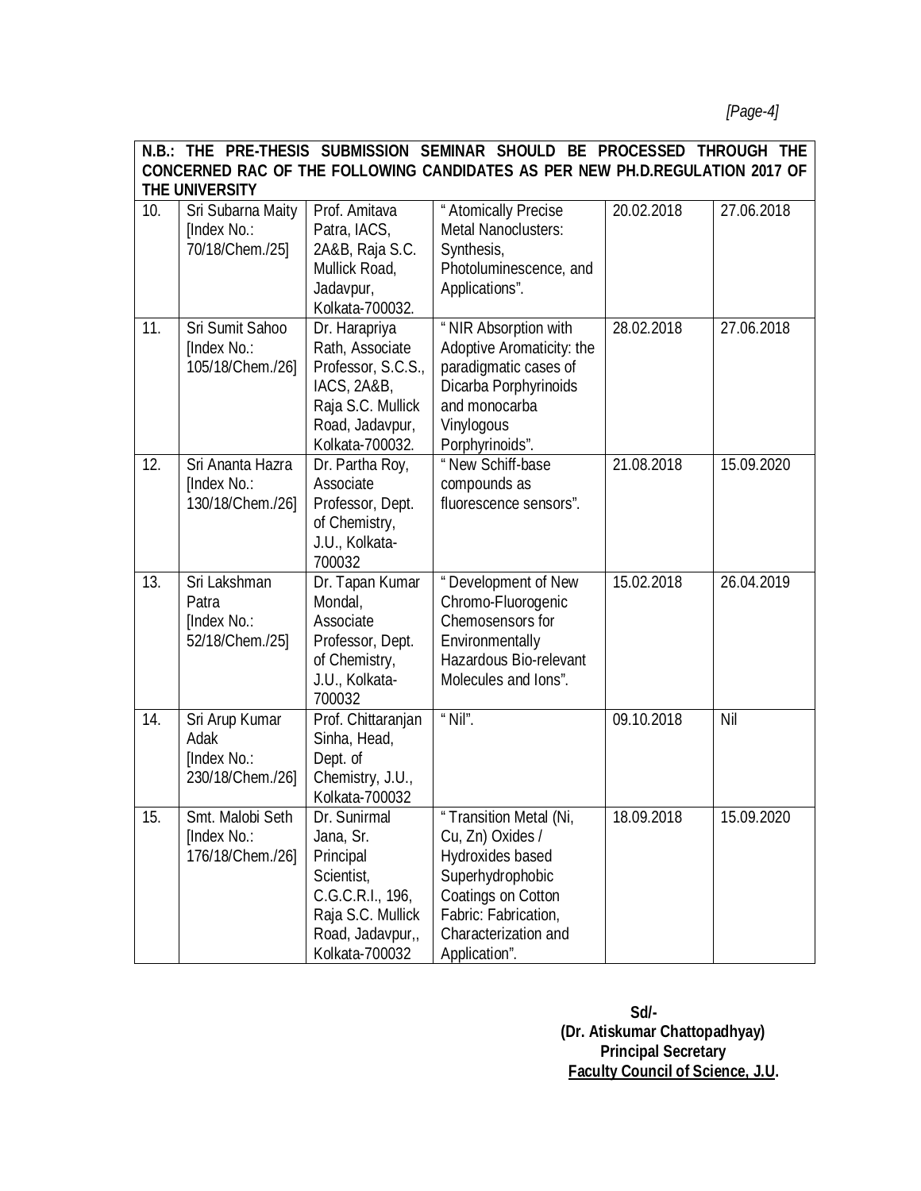**N.B.: THE PRE-THESIS SUBMISSION SEMINAR SHOULD BE PROCESSED THROUGH THE CONCERNED RAC OF THE FOLLOWING CANDIDATES AS PER NEW PH.D.REGULATION 2017 OF THE UNIVERSITY**

| | | | | | |
|---|---|---|---|---|---|
| 10. | Sri Subarna Maity [Index No.: 70/18/Chem./25] | Prof. Amitava Patra, IACS, 2A&B, Raja S.C. Mullick Road, Jadavpur, Kolkata-700032. | " Atomically Precise Metal Nanoclusters: Synthesis, Photoluminescence, and Applications". | 20.02.2018 | 27.06.2018 |
| 11. | Sri Sumit Sahoo [Index No.: 105/18/Chem./26] | Dr. Harapriya Rath, Associate Professor, S.C.S., IACS, 2A&B, Raja S.C. Mullick Road, Jadavpur, Kolkata-700032. | " NIR Absorption with Adoptive Aromaticity: the paradigmatic cases of Dicarba Porphyrinoids and monocarba Vinylogous Porphyrinoids". | 28.02.2018 | 27.06.2018 |
| 12. | Sri Ananta Hazra [Index No.: 130/18/Chem./26] | Dr. Partha Roy, Associate Professor, Dept. of Chemistry, J.U., Kolkata-700032 | " New Schiff-base compounds as fluorescence sensors". | 21.08.2018 | 15.09.2020 |
| 13. | Sri Lakshman Patra [Index No.: 52/18/Chem./25] | Dr. Tapan Kumar Mondal, Associate Professor, Dept. of Chemistry, J.U., Kolkata-700032 | " Development of New Chromo-Fluorogenic Chemosensors for Environmentally Hazardous Bio-relevant Molecules and Ions". | 15.02.2018 | 26.04.2019 |
| 14. | Sri Arup Kumar Adak [Index No.: 230/18/Chem./26] | Prof. Chittaranjan Sinha, Head, Dept. of Chemistry, J.U., Kolkata-700032 | " Nil". | 09.10.2018 | Nil |
| 15. | Smt. Malobi Seth [Index No.: 176/18/Chem./26] | Dr. Sunirmal Jana, Sr. Principal Scientist, C.G.C.R.I., 196, Raja S.C. Mullick Road, Jadavpur,, Kolkata-700032 | " Transition Metal (Ni, Cu, Zn) Oxides / Hydroxides based Superhydrophobic Coatings on Cotton Fabric: Fabrication, Characterization and Application". | 18.09.2018 | 15.09.2020 |

**Sd/-**
**(Dr. Atiskumar Chattopadhyay)**
**Principal Secretary**
**Faculty Council of Science, J.U.**